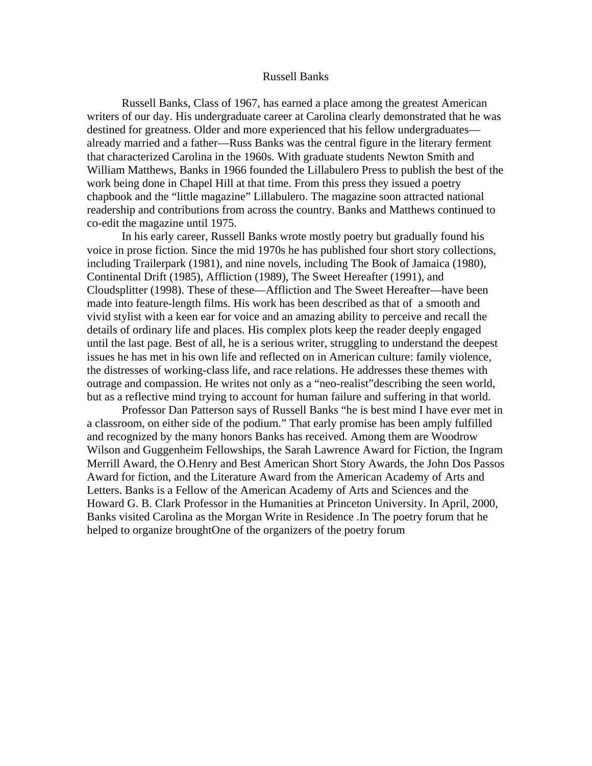# Russell Banks

Russell Banks, Class of 1967, has earned a place among the greatest American writers of our day. His undergraduate career at Carolina clearly demonstrated that he was destined for greatness. Older and more experienced that his fellow undergraduates—already married and a father—Russ Banks was the central figure in the literary ferment that characterized Carolina in the 1960s. With graduate students Newton Smith and William Matthews, Banks in 1966 founded the Lillabulero Press to publish the best of the work being done in Chapel Hill at that time. From this press they issued a poetry chapbook and the "little magazine" Lillabulero. The magazine soon attracted national readership and contributions from across the country. Banks and Matthews continued to co-edit the magazine until 1975.

In his early career, Russell Banks wrote mostly poetry but gradually found his voice in prose fiction. Since the mid 1970s he has published four short story collections, including Trailerpark (1981), and nine novels, including The Book of Jamaica (1980), Continental Drift (1985), Affliction (1989), The Sweet Hereafter (1991), and Cloudsplitter (1998). These of these—Affliction and The Sweet Hereafter—have been made into feature-length films. His work has been described as that of  a smooth and vivid stylist with a keen ear for voice and an amazing ability to perceive and recall the details of ordinary life and places. His complex plots keep the reader deeply engaged until the last page. Best of all, he is a serious writer, struggling to understand the deepest issues he has met in his own life and reflected on in American culture: family violence, the distresses of working-class life, and race relations. He addresses these themes with outrage and compassion. He writes not only as a "neo-realist"describing the seen world, but as a reflective mind trying to account for human failure and suffering in that world.

Professor Dan Patterson says of Russell Banks "he is best mind I have ever met in a classroom, on either side of the podium." That early promise has been amply fulfilled and recognized by the many honors Banks has received. Among them are Woodrow Wilson and Guggenheim Fellowships, the Sarah Lawrence Award for Fiction, the Ingram Merrill Award, the O.Henry and Best American Short Story Awards, the John Dos Passos Award for fiction, and the Literature Award from the American Academy of Arts and Letters. Banks is a Fellow of the American Academy of Arts and Sciences and the Howard G. B. Clark Professor in the Humanities at Princeton University. In April, 2000, Banks visited Carolina as the Morgan Write in Residence .In The poetry forum that he helped to organize broughtOne of the organizers of the poetry forum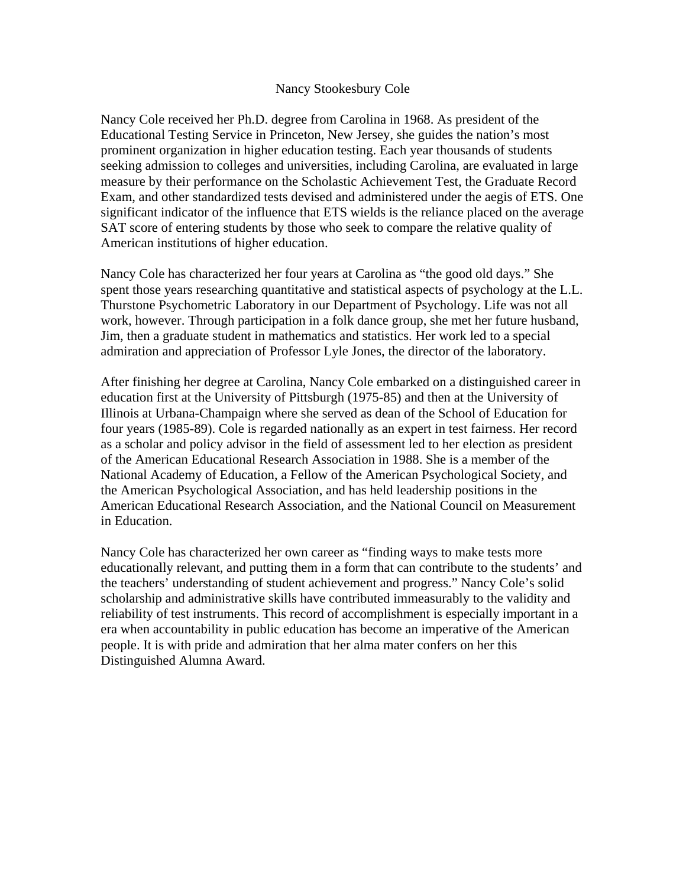# Nancy Stookesbury Cole

Nancy Cole received her Ph.D. degree from Carolina in 1968. As president of the Educational Testing Service in Princeton, New Jersey, she guides the nation's most prominent organization in higher education testing. Each year thousands of students seeking admission to colleges and universities, including Carolina, are evaluated in large measure by their performance on the Scholastic Achievement Test, the Graduate Record Exam, and other standardized tests devised and administered under the aegis of ETS. One significant indicator of the influence that ETS wields is the reliance placed on the average SAT score of entering students by those who seek to compare the relative quality of American institutions of higher education.

Nancy Cole has characterized her four years at Carolina as "the good old days." She spent those years researching quantitative and statistical aspects of psychology at the L.L. Thurstone Psychometric Laboratory in our Department of Psychology. Life was not all work, however. Through participation in a folk dance group, she met her future husband, Jim, then a graduate student in mathematics and statistics. Her work led to a special admiration and appreciation of Professor Lyle Jones, the director of the laboratory.

After finishing her degree at Carolina, Nancy Cole embarked on a distinguished career in education first at the University of Pittsburgh (1975-85) and then at the University of Illinois at Urbana-Champaign where she served as dean of the School of Education for four years (1985-89). Cole is regarded nationally as an expert in test fairness. Her record as a scholar and policy advisor in the field of assessment led to her election as president of the American Educational Research Association in 1988. She is a member of the National Academy of Education, a Fellow of the American Psychological Society, and the American Psychological Association, and has held leadership positions in the American Educational Research Association, and the National Council on Measurement in Education.

Nancy Cole has characterized her own career as "finding ways to make tests more educationally relevant, and putting them in a form that can contribute to the students' and the teachers' understanding of student achievement and progress." Nancy Cole's solid scholarship and administrative skills have contributed immeasurably to the validity and reliability of test instruments. This record of accomplishment is especially important in a era when accountability in public education has become an imperative of the American people. It is with pride and admiration that her alma mater confers on her this Distinguished Alumna Award.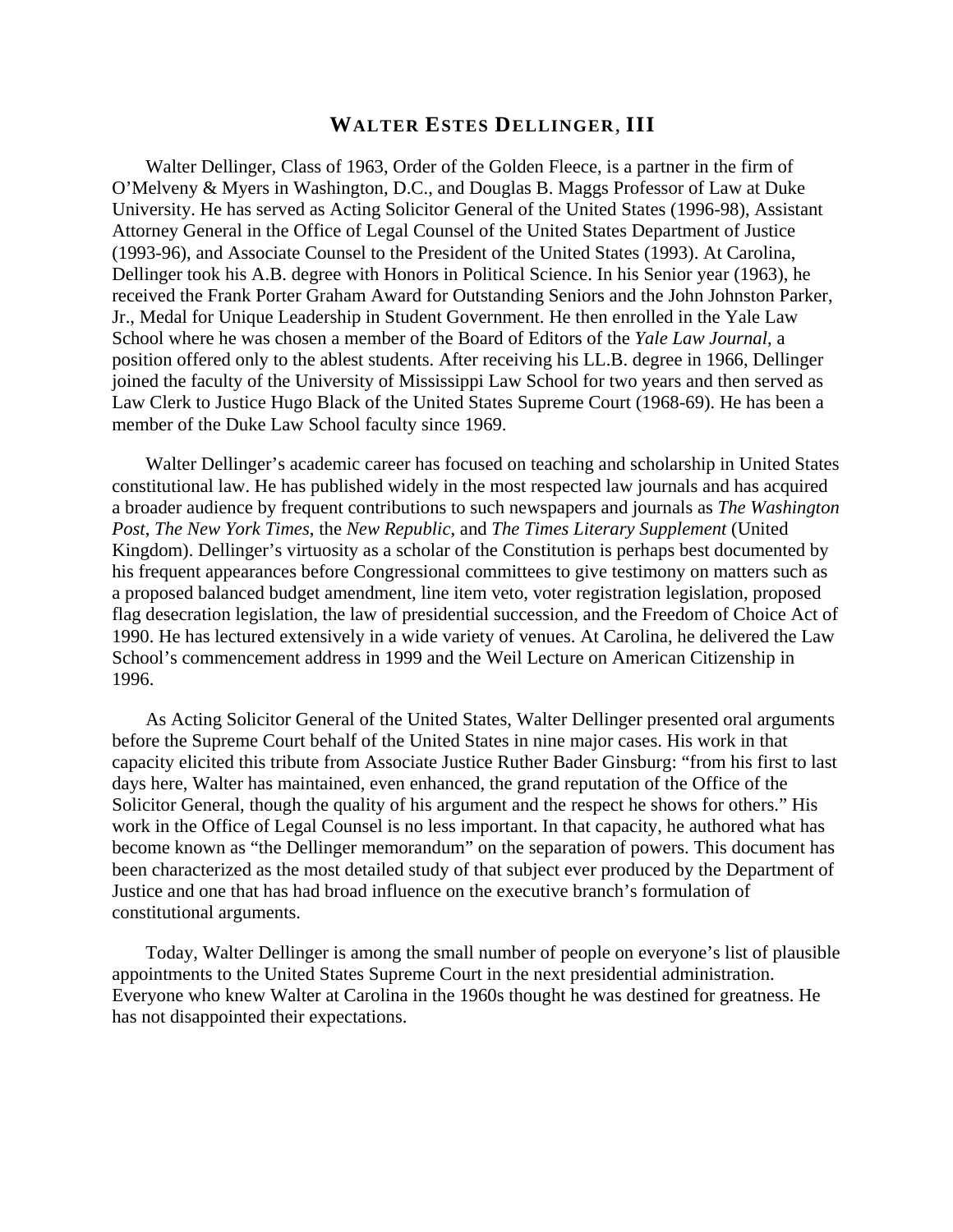# WALTER ESTES DELLINGER, III

Walter Dellinger, Class of 1963, Order of the Golden Fleece, is a partner in the firm of O'Melveny & Myers in Washington, D.C., and Douglas B. Maggs Professor of Law at Duke University. He has served as Acting Solicitor General of the United States (1996-98), Assistant Attorney General in the Office of Legal Counsel of the United States Department of Justice (1993-96), and Associate Counsel to the President of the United States (1993). At Carolina, Dellinger took his A.B. degree with Honors in Political Science. In his Senior year (1963), he received the Frank Porter Graham Award for Outstanding Seniors and the John Johnston Parker, Jr., Medal for Unique Leadership in Student Government. He then enrolled in the Yale Law School where he was chosen a member of the Board of Editors of the *Yale Law Journal*, a position offered only to the ablest students. After receiving his LL.B. degree in 1966, Dellinger joined the faculty of the University of Mississippi Law School for two years and then served as Law Clerk to Justice Hugo Black of the United States Supreme Court (1968-69). He has been a member of the Duke Law School faculty since 1969.

Walter Dellinger's academic career has focused on teaching and scholarship in United States constitutional law. He has published widely in the most respected law journals and has acquired a broader audience by frequent contributions to such newspapers and journals as *The Washington Post*, *The New York Times*, the *New Republic*, and *The Times Literary Supplement* (United Kingdom). Dellinger's virtuosity as a scholar of the Constitution is perhaps best documented by his frequent appearances before Congressional committees to give testimony on matters such as a proposed balanced budget amendment, line item veto, voter registration legislation, proposed flag desecration legislation, the law of presidential succession, and the Freedom of Choice Act of 1990. He has lectured extensively in a wide variety of venues. At Carolina, he delivered the Law School's commencement address in 1999 and the Weil Lecture on American Citizenship in 1996.

As Acting Solicitor General of the United States, Walter Dellinger presented oral arguments before the Supreme Court behalf of the United States in nine major cases. His work in that capacity elicited this tribute from Associate Justice Ruther Bader Ginsburg: "from his first to last days here, Walter has maintained, even enhanced, the grand reputation of the Office of the Solicitor General, though the quality of his argument and the respect he shows for others." His work in the Office of Legal Counsel is no less important. In that capacity, he authored what has become known as "the Dellinger memorandum" on the separation of powers. This document has been characterized as the most detailed study of that subject ever produced by the Department of Justice and one that has had broad influence on the executive branch's formulation of constitutional arguments.

Today, Walter Dellinger is among the small number of people on everyone's list of plausible appointments to the United States Supreme Court in the next presidential administration. Everyone who knew Walter at Carolina in the 1960s thought he was destined for greatness. He has not disappointed their expectations.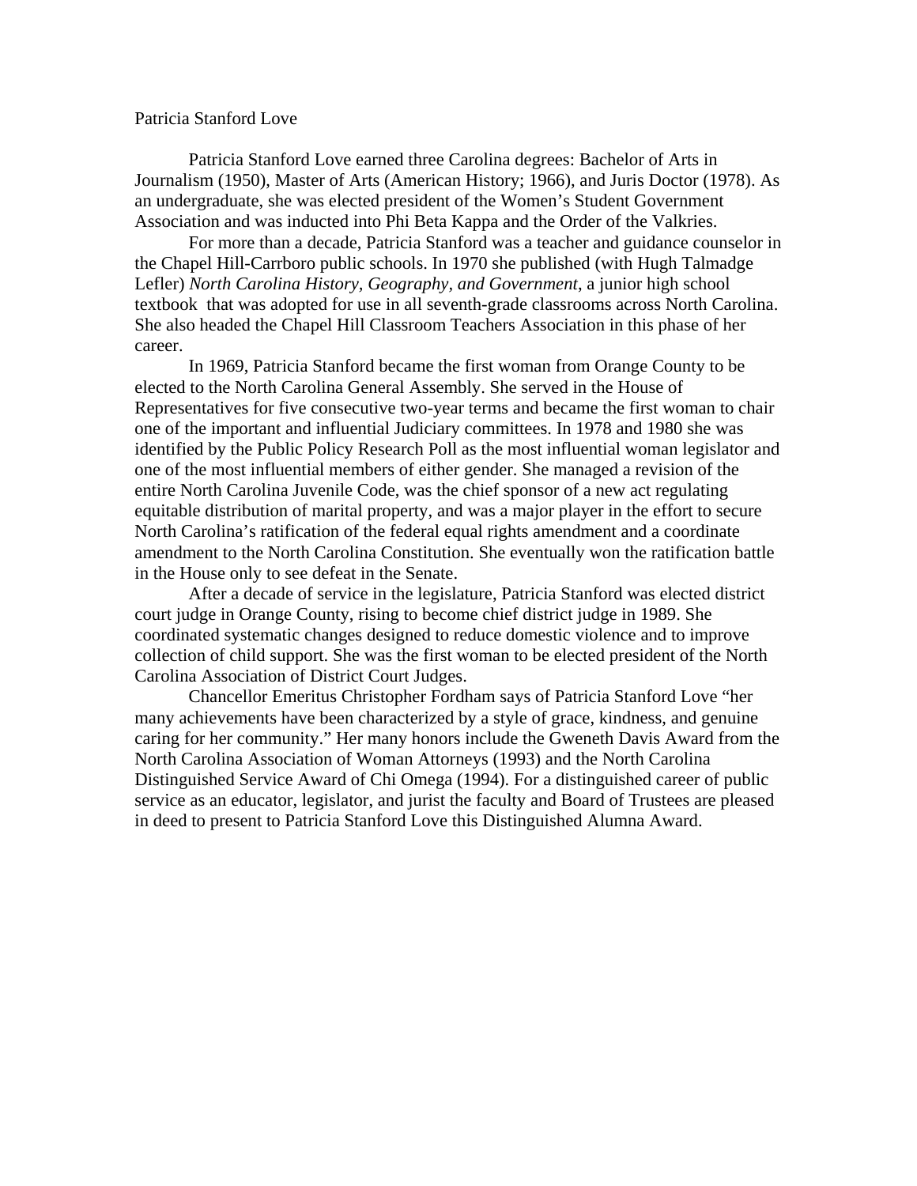Patricia Stanford Love

Patricia Stanford Love earned three Carolina degrees: Bachelor of Arts in Journalism (1950), Master of Arts (American History; 1966), and Juris Doctor (1978). As an undergraduate, she was elected president of the Women's Student Government Association and was inducted into Phi Beta Kappa and the Order of the Valkries.

For more than a decade, Patricia Stanford was a teacher and guidance counselor in the Chapel Hill-Carrboro public schools. In 1970 she published (with Hugh Talmadge Lefler) *North Carolina History, Geography, and Government*, a junior high school textbook that was adopted for use in all seventh-grade classrooms across North Carolina. She also headed the Chapel Hill Classroom Teachers Association in this phase of her career.

In 1969, Patricia Stanford became the first woman from Orange County to be elected to the North Carolina General Assembly. She served in the House of Representatives for five consecutive two-year terms and became the first woman to chair one of the important and influential Judiciary committees. In 1978 and 1980 she was identified by the Public Policy Research Poll as the most influential woman legislator and one of the most influential members of either gender. She managed a revision of the entire North Carolina Juvenile Code, was the chief sponsor of a new act regulating equitable distribution of marital property, and was a major player in the effort to secure North Carolina's ratification of the federal equal rights amendment and a coordinate amendment to the North Carolina Constitution. She eventually won the ratification battle in the House only to see defeat in the Senate.

After a decade of service in the legislature, Patricia Stanford was elected district court judge in Orange County, rising to become chief district judge in 1989. She coordinated systematic changes designed to reduce domestic violence and to improve collection of child support. She was the first woman to be elected president of the North Carolina Association of District Court Judges.

Chancellor Emeritus Christopher Fordham says of Patricia Stanford Love "her many achievements have been characterized by a style of grace, kindness, and genuine caring for her community." Her many honors include the Gweneth Davis Award from the North Carolina Association of Woman Attorneys (1993) and the North Carolina Distinguished Service Award of Chi Omega (1994). For a distinguished career of public service as an educator, legislator, and jurist the faculty and Board of Trustees are pleased in deed to present to Patricia Stanford Love this Distinguished Alumna Award.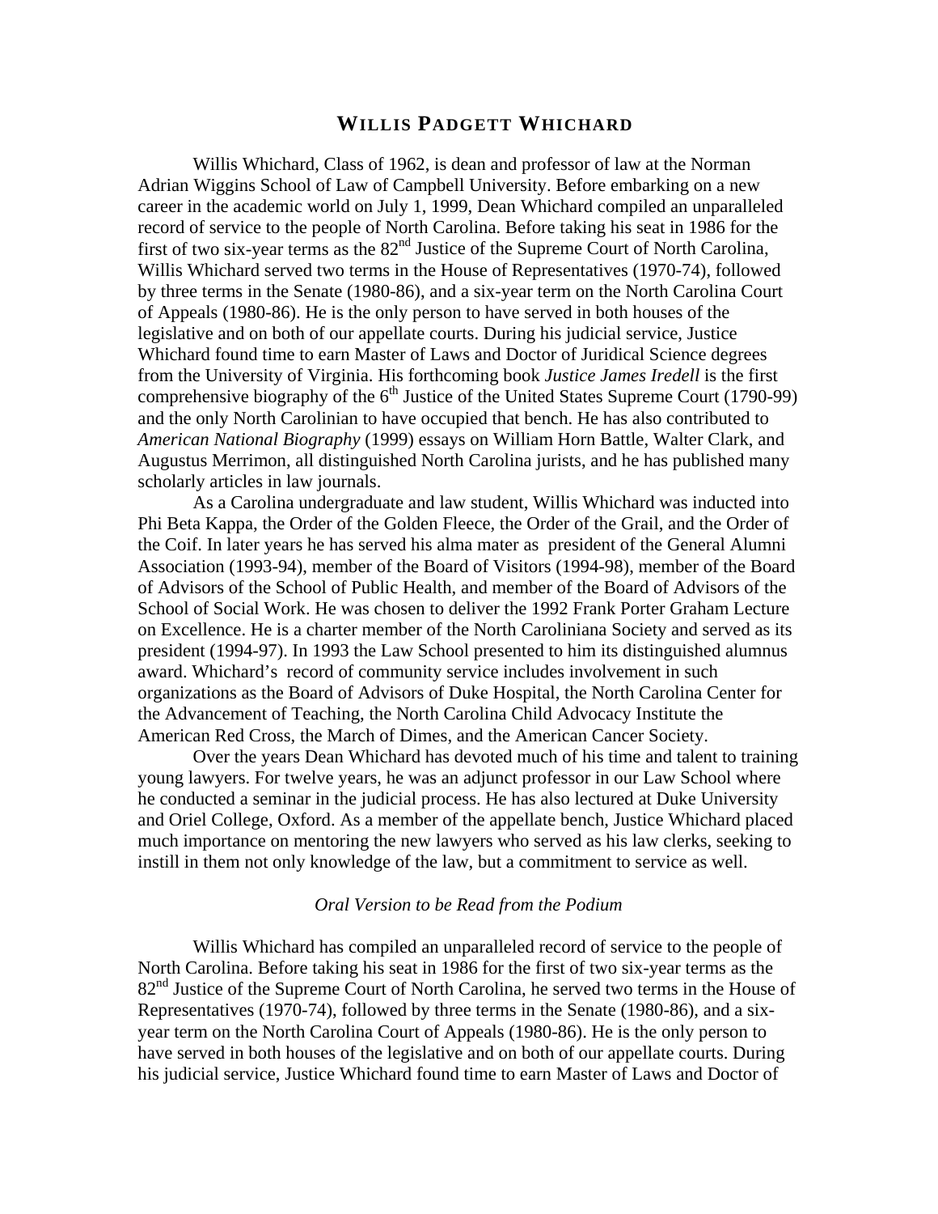## WILLIS PADGETT WHICHARD

Willis Whichard, Class of 1962, is dean and professor of law at the Norman Adrian Wiggins School of Law of Campbell University. Before embarking on a new career in the academic world on July 1, 1999, Dean Whichard compiled an unparalleled record of service to the people of North Carolina. Before taking his seat in 1986 for the first of two six-year terms as the 82nd Justice of the Supreme Court of North Carolina, Willis Whichard served two terms in the House of Representatives (1970-74), followed by three terms in the Senate (1980-86), and a six-year term on the North Carolina Court of Appeals (1980-86). He is the only person to have served in both houses of the legislative and on both of our appellate courts. During his judicial service, Justice Whichard found time to earn Master of Laws and Doctor of Juridical Science degrees from the University of Virginia. His forthcoming book *Justice James Iredell* is the first comprehensive biography of the 6th Justice of the United States Supreme Court (1790-99) and the only North Carolinian to have occupied that bench. He has also contributed to *American National Biography* (1999) essays on William Horn Battle, Walter Clark, and Augustus Merrimon, all distinguished North Carolina jurists, and he has published many scholarly articles in law journals.

As a Carolina undergraduate and law student, Willis Whichard was inducted into Phi Beta Kappa, the Order of the Golden Fleece, the Order of the Grail, and the Order of the Coif. In later years he has served his alma mater as president of the General Alumni Association (1993-94), member of the Board of Visitors (1994-98), member of the Board of Advisors of the School of Public Health, and member of the Board of Advisors of the School of Social Work. He was chosen to deliver the 1992 Frank Porter Graham Lecture on Excellence. He is a charter member of the North Caroliniana Society and served as its president (1994-97). In 1993 the Law School presented to him its distinguished alumnus award. Whichard's record of community service includes involvement in such organizations as the Board of Advisors of Duke Hospital, the North Carolina Center for the Advancement of Teaching, the North Carolina Child Advocacy Institute the American Red Cross, the March of Dimes, and the American Cancer Society.

Over the years Dean Whichard has devoted much of his time and talent to training young lawyers. For twelve years, he was an adjunct professor in our Law School where he conducted a seminar in the judicial process. He has also lectured at Duke University and Oriel College, Oxford. As a member of the appellate bench, Justice Whichard placed much importance on mentoring the new lawyers who served as his law clerks, seeking to instill in them not only knowledge of the law, but a commitment to service as well.

*Oral Version to be Read from the Podium*

Willis Whichard has compiled an unparalleled record of service to the people of North Carolina. Before taking his seat in 1986 for the first of two six-year terms as the 82nd Justice of the Supreme Court of North Carolina, he served two terms in the House of Representatives (1970-74), followed by three terms in the Senate (1980-86), and a six-year term on the North Carolina Court of Appeals (1980-86). He is the only person to have served in both houses of the legislative and on both of our appellate courts. During his judicial service, Justice Whichard found time to earn Master of Laws and Doctor of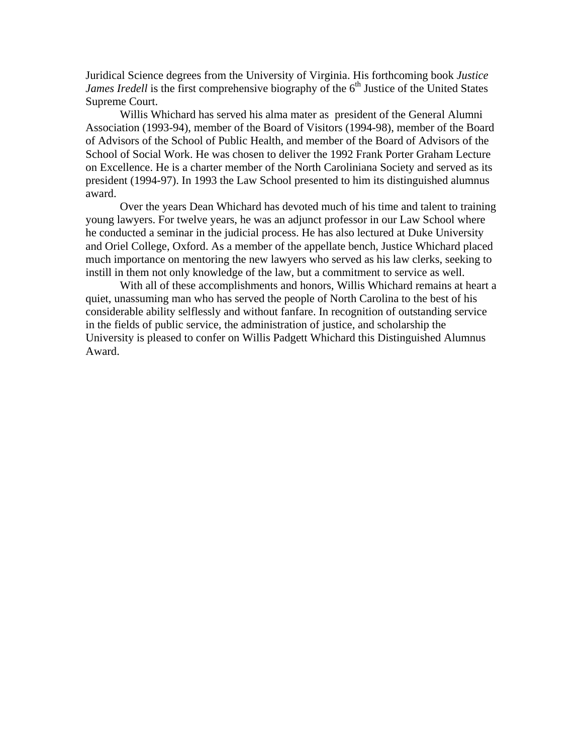Juridical Science degrees from the University of Virginia. His forthcoming book *Justice James Iredell* is the first comprehensive biography of the 6th Justice of the United States Supreme Court.

Willis Whichard has served his alma mater as president of the General Alumni Association (1993-94), member of the Board of Visitors (1994-98), member of the Board of Advisors of the School of Public Health, and member of the Board of Advisors of the School of Social Work. He was chosen to deliver the 1992 Frank Porter Graham Lecture on Excellence. He is a charter member of the North Caroliniana Society and served as its president (1994-97). In 1993 the Law School presented to him its distinguished alumnus award.

Over the years Dean Whichard has devoted much of his time and talent to training young lawyers. For twelve years, he was an adjunct professor in our Law School where he conducted a seminar in the judicial process. He has also lectured at Duke University and Oriel College, Oxford. As a member of the appellate bench, Justice Whichard placed much importance on mentoring the new lawyers who served as his law clerks, seeking to instill in them not only knowledge of the law, but a commitment to service as well.

With all of these accomplishments and honors, Willis Whichard remains at heart a quiet, unassuming man who has served the people of North Carolina to the best of his considerable ability selflessly and without fanfare. In recognition of outstanding service in the fields of public service, the administration of justice, and scholarship the University is pleased to confer on Willis Padgett Whichard this Distinguished Alumnus Award.